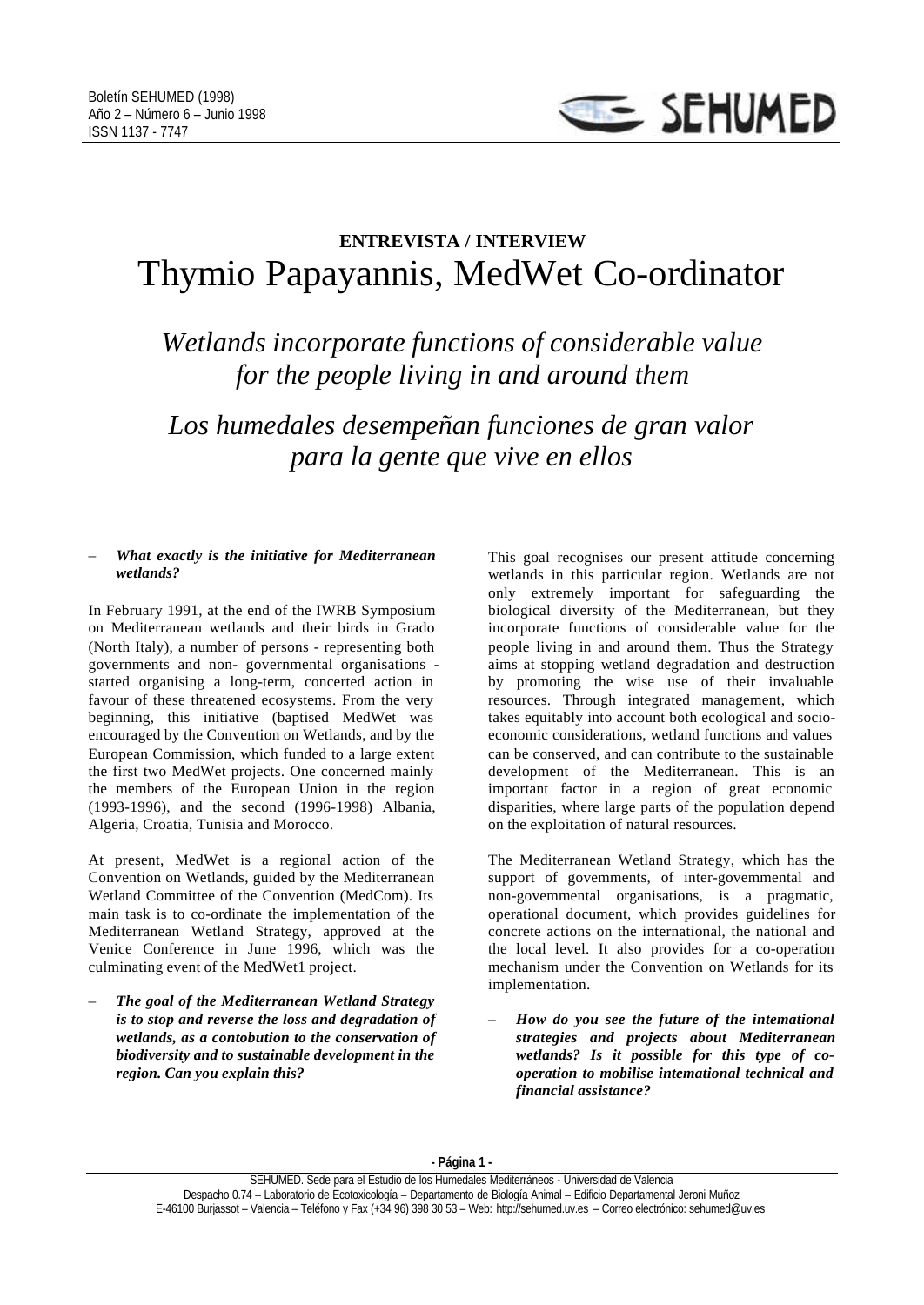## ENTREVISTA / INTERVIEW

# Thymio Papayannis, MedWet Co-ordinator

## *Wetlands incorporate functions of considerable value for the people living in and around them*

## *Los humedales desempeñan funciones de gran valor para la gente que vive en ellos*

– ***What exactly is the initiative for Mediterranean wetlands?***

In February 1991, at the end of the IWRB Symposium on Mediterranean wetlands and their birds in Grado (North Italy), a number of persons - representing both governments and non- governmental organisations - started organising a long-term, concerted action in favour of these threatened ecosystems. From the very beginning, this initiative (baptised MedWet was encouraged by the Convention on Wetlands, and by the European Commission, which funded to a large extent the first two MedWet projects. One concerned mainly the members of the European Union in the region (1993-1996), and the second (1996-1998) Albania, Algeria, Croatia, Tunisia and Morocco.

At present, MedWet is a regional action of the Convention on Wetlands, guided by the Mediterranean Wetland Committee of the Convention (MedCom). Its main task is to co-ordinate the implementation of the Mediterranean Wetland Strategy, approved at the Venice Conference in June 1996, which was the culminating event of the MedWet1 project.

– ***The goal of the Mediterranean Wetland Strategy is to stop and reverse the loss and degradation of wetlands, as a contobution to the conservation of biodiversity and to sustainable development in the region. Can you explain this?***

This goal recognises our present attitude concerning wetlands in this particular region. Wetlands are not only extremely important for safeguarding the biological diversity of the Mediterranean, but they incorporate functions of considerable value for the people living in and around them. Thus the Strategy aims at stopping wetland degradation and destruction by promoting the wise use of their invaluable resources. Through integrated management, which takes equitably into account both ecological and socio-economic considerations, wetland functions and values can be conserved, and can contribute to the sustainable development of the Mediterranean. This is an important factor in a region of great economic disparities, where large parts of the population depend on the exploitation of natural resources.

The Mediterranean Wetland Strategy, which has the support of govemments, of inter-govemmental and non-govemmental organisations, is a pragmatic, operational document, which provides guidelines for concrete actions on the international, the national and the local level. It also provides for a co-operation mechanism under the Convention on Wetlands for its implementation.

– ***How do you see the future of the intemational strategies and projects about Mediterranean wetlands? Is it possible for this type of co-operation to mobilise intemational technical and financial assistance?***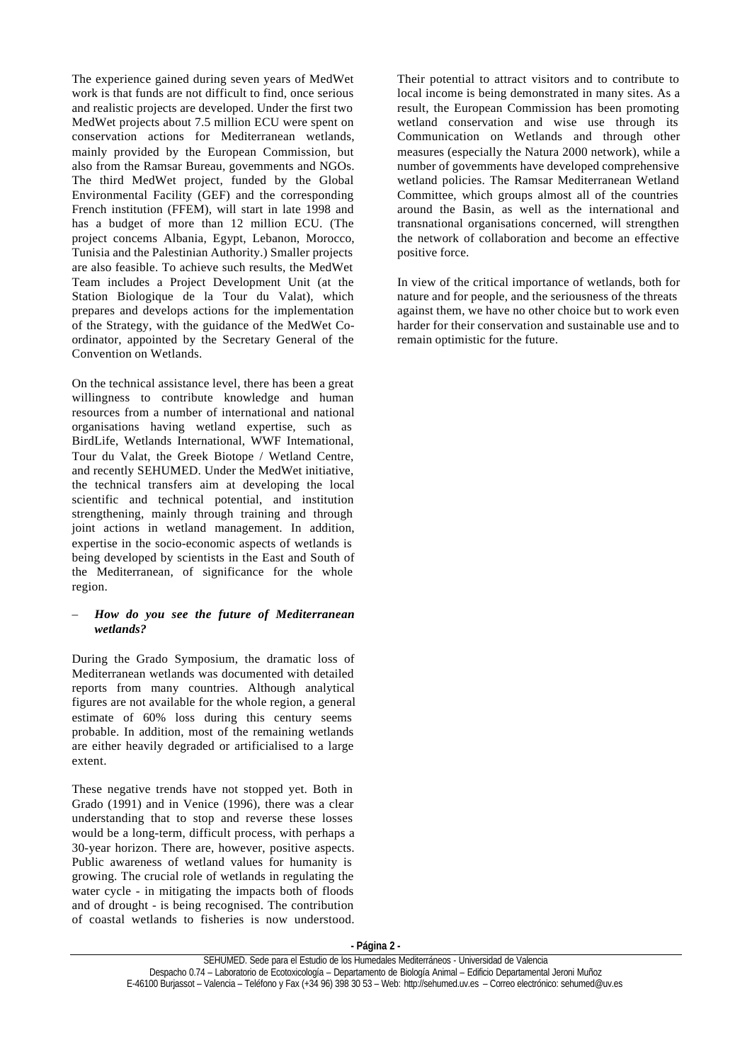The experience gained during seven years of MedWet work is that funds are not difficult to find, once serious and realistic projects are developed. Under the first two MedWet projects about 7.5 million ECU were spent on conservation actions for Mediterranean wetlands, mainly provided by the European Commission, but also from the Ramsar Bureau, governments and NGOs. The third MedWet project, funded by the Global Environmental Facility (GEF) and the corresponding French institution (FFEM), will start in late 1998 and has a budget of more than 12 million ECU. (The project concerns Albania, Egypt, Lebanon, Morocco, Tunisia and the Palestinian Authority.) Smaller projects are also feasible. To achieve such results, the MedWet Team includes a Project Development Unit (at the Station Biologique de la Tour du Valat), which prepares and develops actions for the implementation of the Strategy, with the guidance of the MedWet Co-ordinator, appointed by the Secretary General of the Convention on Wetlands.

On the technical assistance level, there has been a great willingness to contribute knowledge and human resources from a number of international and national organisations having wetland expertise, such as BirdLife, Wetlands International, WWF International, Tour du Valat, the Greek Biotope / Wetland Centre, and recently SEHUMED. Under the MedWet initiative, the technical transfers aim at developing the local scientific and technical potential, and institution strengthening, mainly through training and through joint actions in wetland management. In addition, expertise in the socio-economic aspects of wetlands is being developed by scientists in the East and South of the Mediterranean, of significance for the whole region.

– ***How do you see the future of Mediterranean wetlands?***

During the Grado Symposium, the dramatic loss of Mediterranean wetlands was documented with detailed reports from many countries. Although analytical figures are not available for the whole region, a general estimate of 60% loss during this century seems probable. In addition, most of the remaining wetlands are either heavily degraded or artificialised to a large extent.

These negative trends have not stopped yet. Both in Grado (1991) and in Venice (1996), there was a clear understanding that to stop and reverse these losses would be a long-term, difficult process, with perhaps a 30-year horizon. There are, however, positive aspects. Public awareness of wetland values for humanity is growing. The crucial role of wetlands in regulating the water cycle - in mitigating the impacts both of floods and of drought - is being recognised. The contribution of coastal wetlands to fisheries is now understood. Their potential to attract visitors and to contribute to local income is being demonstrated in many sites. As a result, the European Commission has been promoting wetland conservation and wise use through its Communication on Wetlands and through other measures (especially the Natura 2000 network), while a number of governments have developed comprehensive wetland policies. The Ramsar Mediterranean Wetland Committee, which groups almost all of the countries around the Basin, as well as the international and transnational organisations concerned, will strengthen the network of collaboration and become an effective positive force.

In view of the critical importance of wetlands, both for nature and for people, and the seriousness of the threats against them, we have no other choice but to work even harder for their conservation and sustainable use and to remain optimistic for the future.